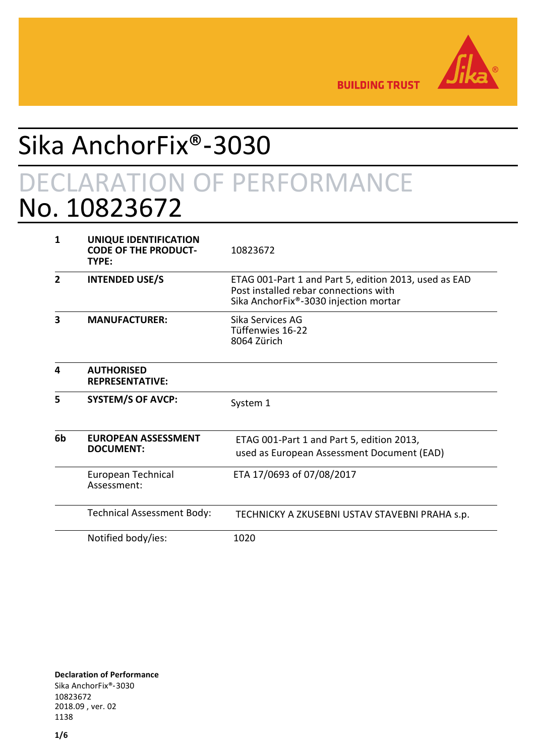BUILDING TRUST

# Sika AnchorFix®-3030

## DECLARATION OF PERFORMANCE
## No. 10823672

| | | |
|---|---|---|
| **1** | **UNIQUE IDENTIFICATION CODE OF THE PRODUCT-TYPE:** | 10823672 |
| **2** | **INTENDED USE/S** | ETAG 001-Part 1 and Part 5, edition 2013, used as EAD<br>Post installed rebar connections with<br>Sika AnchorFix®-3030 injection mortar |
| **3** | **MANUFACTURER:** | Sika Services AG<br>Tüffenwies 16-22<br>8064 Zürich |
| **4** | **AUTHORISED REPRESENTATIVE:** | |
| **5** | **SYSTEM/S OF AVCP:** | System 1 |
| **6b** | **EUROPEAN ASSESSMENT DOCUMENT:** | ETAG 001-Part 1 and Part 5, edition 2013,<br>used as European Assessment Document (EAD) |
| | European Technical Assessment: | ETA 17/0693 of 07/08/2017 |
| | Technical Assessment Body: | TECHNICKY A ZKUSEBNI USTAV STAVEBNI PRAHA s.p. |
| | Notified body/ies: | 1020 |

**Declaration of Performance**
Sika AnchorFix®-3030
10823672
2018.09 , ver. 02
1138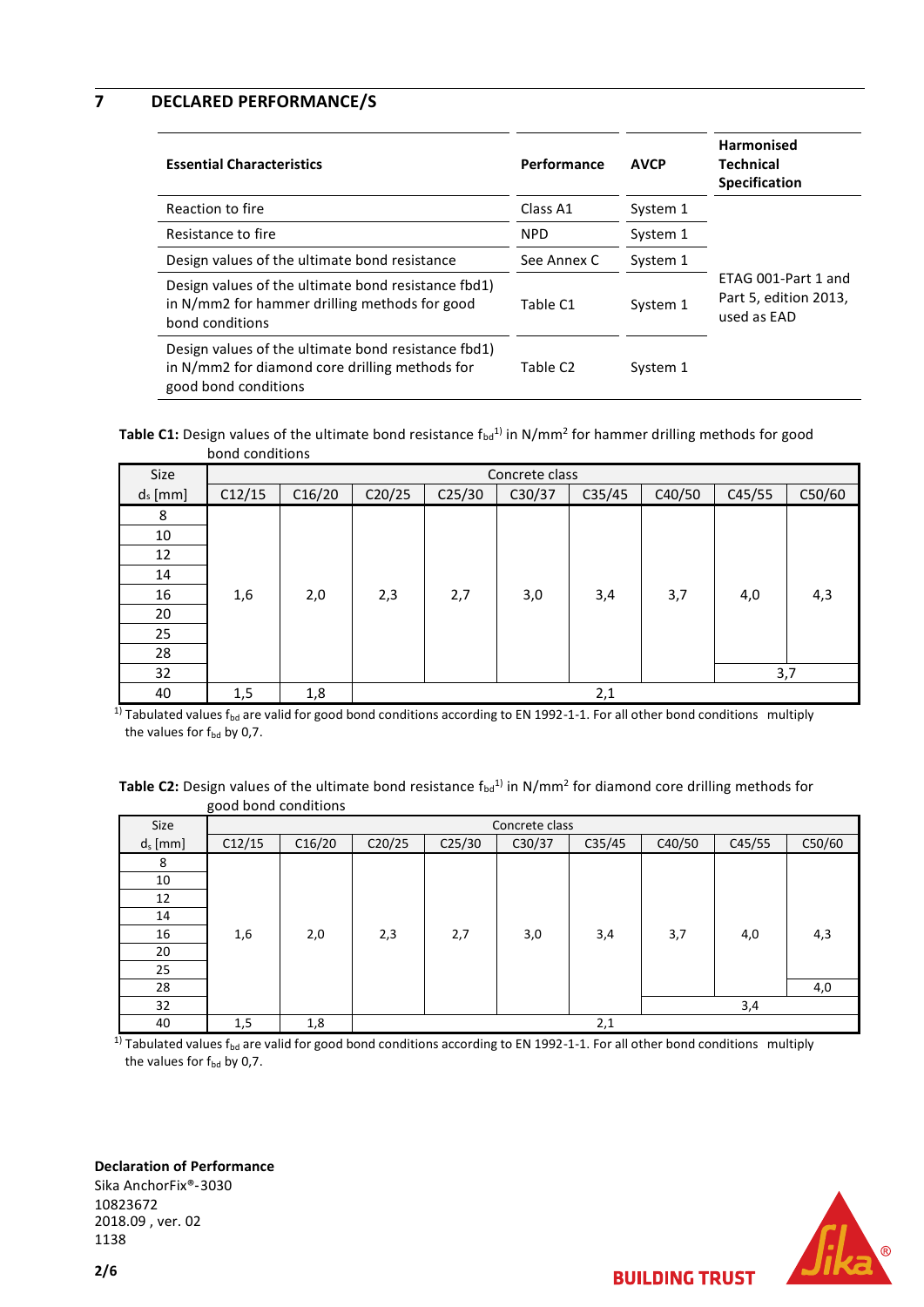## 7 DECLARED PERFORMANCE/S

| Essential Characteristics | Performance | AVCP | Harmonised Technical Specification |
|---|---|---|---|
| Reaction to fire | Class A1 | System 1 | ETAG 001-Part 1 and Part 5, edition 2013, used as EAD |
| Resistance to fire | NPD | System 1 | |
| Design values of the ultimate bond resistance | See Annex C | System 1 | |
| Design values of the ultimate bond resistance fbd1) in N/mm2 for hammer drilling methods for good bond conditions | Table C1 | System 1 | |
| Design values of the ultimate bond resistance fbd1) in N/mm2 for diamond core drilling methods for good bond conditions | Table C2 | System 1 | |

**Table C1:** Design values of the ultimate bond resistance $f_{bd}$[1)] in N/mm² for hammer drilling methods for good bond conditions

| Size | Concrete class | | | | | | | | |
|---|---|---|---|---|---|---|---|---|---|
| $d_s$ [mm] | C12/15 | C16/20 | C20/25 | C25/30 | C30/37 | C35/45 | C40/50 | C45/55 | C50/60 |
| 8 | 1,6 | 2,0 | 2,3 | 2,7 | 3,0 | 3,4 | 3,7 | 4,0 | 4,3 |
| 10 | 1,6 | 2,0 | 2,3 | 2,7 | 3,0 | 3,4 | 3,7 | 4,0 | 4,3 |
| 12 | 1,6 | 2,0 | 2,3 | 2,7 | 3,0 | 3,4 | 3,7 | 4,0 | 4,3 |
| 14 | 1,6 | 2,0 | 2,3 | 2,7 | 3,0 | 3,4 | 3,7 | 4,0 | 4,3 |
| 16 | 1,6 | 2,0 | 2,3 | 2,7 | 3,0 | 3,4 | 3,7 | 4,0 | 4,3 |
| 20 | 1,6 | 2,0 | 2,3 | 2,7 | 3,0 | 3,4 | 3,7 | 4,0 | 4,3 |
| 25 | 1,6 | 2,0 | 2,3 | 2,7 | 3,0 | 3,4 | 3,7 | 4,0 | 4,3 |
| 28 | 1,6 | 2,0 | 2,3 | 2,7 | 3,0 | 3,4 | 3,7 | 4,0 | 4,3 |
| 32 | 1,6 | 2,0 | 2,3 | 2,7 | 3,0 | 3,4 | 3,7 | 3,7 | 3,7 |
| 40 | 1,5 | 1,8 | 2,1 | 2,1 | 2,1 | 2,1 | 2,1 | 2,1 | 2,1 |

[1)] Tabulated values $f_{bd}$ are valid for good bond conditions according to EN 1992-1-1. For all other bond conditions multiply the values for $f_{bd}$ by 0,7.

**Table C2:** Design values of the ultimate bond resistance $f_{bd}$[1)] in N/mm² for diamond core drilling methods for good bond conditions

| Size | Concrete class | | | | | | | | |
|---|---|---|---|---|---|---|---|---|---|
| $d_s$ [mm] | C12/15 | C16/20 | C20/25 | C25/30 | C30/37 | C35/45 | C40/50 | C45/55 | C50/60 |
| 8 | 1,6 | 2,0 | 2,3 | 2,7 | 3,0 | 3,4 | 3,7 | 4,0 | 4,3 |
| 10 | 1,6 | 2,0 | 2,3 | 2,7 | 3,0 | 3,4 | 3,7 | 4,0 | 4,3 |
| 12 | 1,6 | 2,0 | 2,3 | 2,7 | 3,0 | 3,4 | 3,7 | 4,0 | 4,3 |
| 14 | 1,6 | 2,0 | 2,3 | 2,7 | 3,0 | 3,4 | 3,7 | 4,0 | 4,3 |
| 16 | 1,6 | 2,0 | 2,3 | 2,7 | 3,0 | 3,4 | 3,7 | 4,0 | 4,3 |
| 20 | 1,6 | 2,0 | 2,3 | 2,7 | 3,0 | 3,4 | 3,7 | 4,0 | 4,3 |
| 25 | 1,6 | 2,0 | 2,3 | 2,7 | 3,0 | 3,4 | 3,7 | 4,0 | 4,3 |
| 28 | 1,6 | 2,0 | 2,3 | 2,7 | 3,0 | 3,4 | 3,7 | 4,0 | 4,0 |
| 32 | 1,6 | 2,0 | 2,3 | 2,7 | 3,0 | 3,4 | 3,4 | 3,4 | 3,4 |
| 40 | 1,5 | 1,8 | 2,1 | 2,1 | 2,1 | 2,1 | 2,1 | 2,1 | 2,1 |

[1)] Tabulated values $f_{bd}$ are valid for good bond conditions according to EN 1992-1-1. For all other bond conditions multiply the values for $f_{bd}$ by 0,7.

**Declaration of Performance**
Sika AnchorFix®-3030
10823672
2018.09 , ver. 02
1138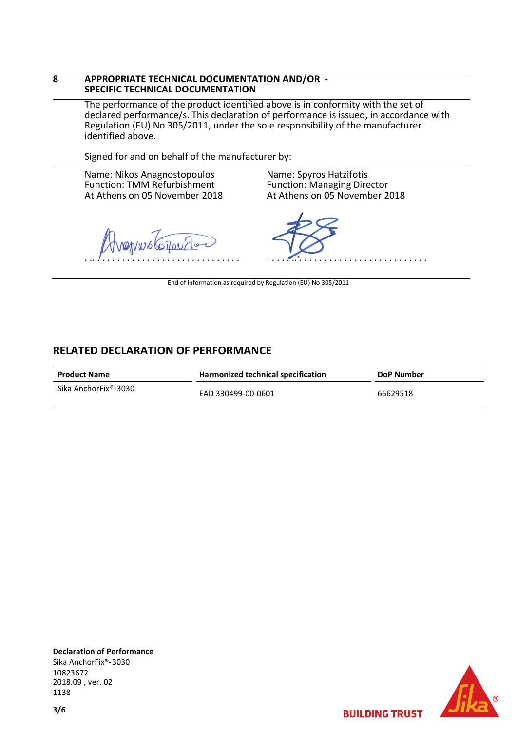## 8 APPROPRIATE TECHNICAL DOCUMENTATION AND/OR - SPECIFIC TECHNICAL DOCUMENTATION

The performance of the product identified above is in conformity with the set of declared performance/s. This declaration of performance is issued, in accordance with Regulation (EU) No 305/2011, under the sole responsibility of the manufacturer identified above.

Signed for and on behalf of the manufacturer by:

Name: Nikos Anagnostopoulos
Function: TMM Refurbishment
At Athens on 05 November 2018

...............................

Name: Spyros Hatzifotis
Function: Managing Director
At Athens on 05 November 2018

...............................

End of information as required by Regulation (EU) No 305/2011

## RELATED DECLARATION OF PERFORMANCE

| Product Name | Harmonized technical specification | DoP Number |
|---|---|---|
| Sika AnchorFix®-3030 | EAD 330499-00-0601 | 66629518 |

**Declaration of Performance**
Sika AnchorFix®-3030
10823672
2018.09 , ver. 02
1138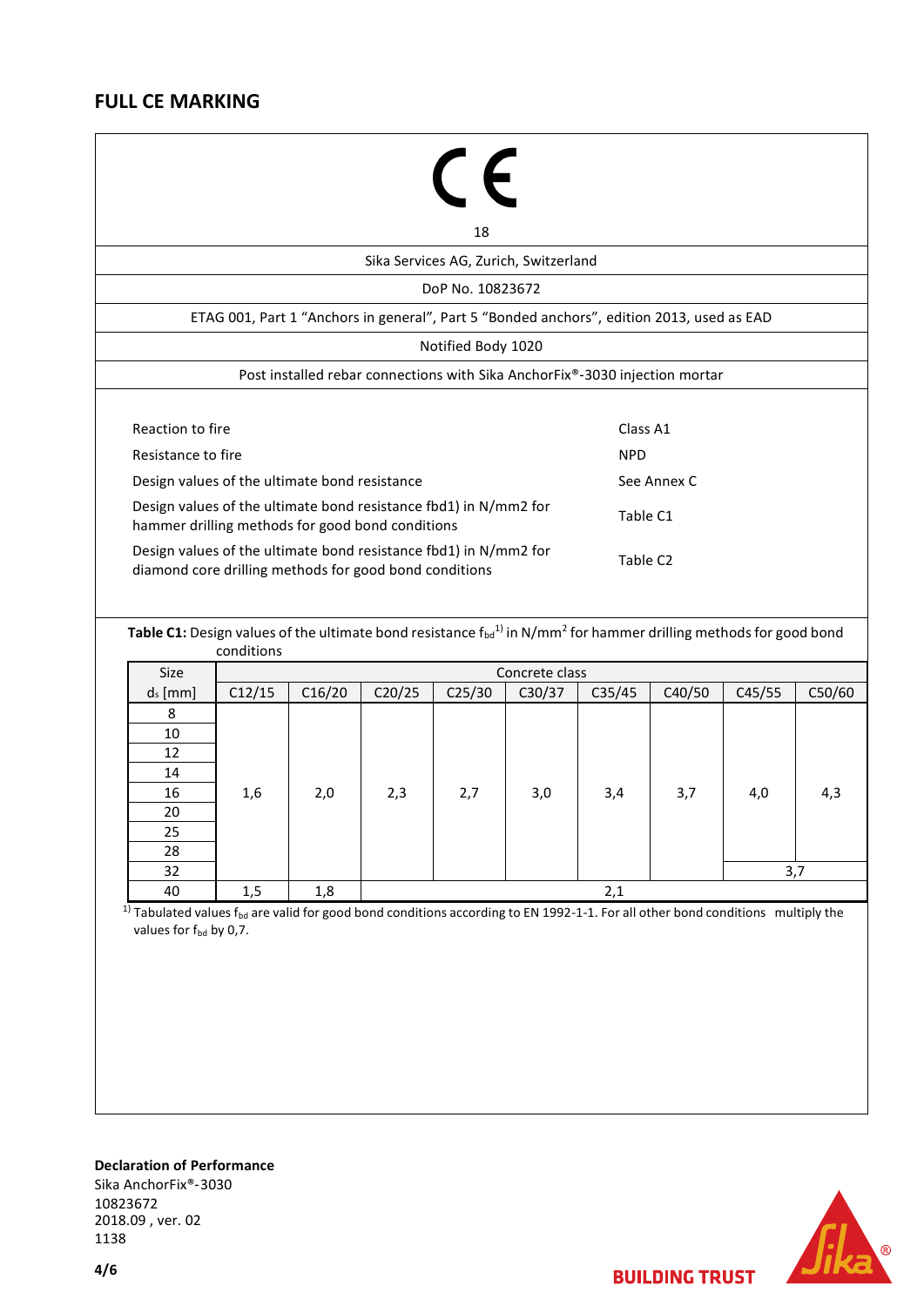## FULL CE MARKING

CE

18

Sika Services AG, Zurich, Switzerland

DoP No. 10823672

ETAG 001, Part 1 "Anchors in general", Part 5 "Bonded anchors", edition 2013, used as EAD

Notified Body 1020

Post installed rebar connections with Sika AnchorFix®-3030 injection mortar

| | |
|---|---|
| Reaction to fire | Class A1 |
| Resistance to fire | NPD |
| Design values of the ultimate bond resistance | See Annex C |
| Design values of the ultimate bond resistance fbd1) in N/mm2 for hammer drilling methods for good bond conditions | Table C1 |
| Design values of the ultimate bond resistance fbd1) in N/mm2 for diamond core drilling methods for good bond conditions | Table C2 |

**Table C1:** Design values of the ultimate bond resistance $f_{bd}$[1] in N/mm$^2$ for hammer drilling methods for good bond conditions

| Size | Concrete class | | | | | | | | |
|---|---|---|---|---|---|---|---|---|---|
| $d_s$ [mm] | C12/15 | C16/20 | C20/25 | C25/30 | C30/37 | C35/45 | C40/50 | C45/55 | C50/60 |
| 8 | 1,6 | 2,0 | 2,3 | 2,7 | 3,0 | 3,4 | 3,7 | 4,0 | 4,3 |
| 10 | 1,6 | 2,0 | 2,3 | 2,7 | 3,0 | 3,4 | 3,7 | 4,0 | 4,3 |
| 12 | 1,6 | 2,0 | 2,3 | 2,7 | 3,0 | 3,4 | 3,7 | 4,0 | 4,3 |
| 14 | 1,6 | 2,0 | 2,3 | 2,7 | 3,0 | 3,4 | 3,7 | 4,0 | 4,3 |
| 16 | 1,6 | 2,0 | 2,3 | 2,7 | 3,0 | 3,4 | 3,7 | 4,0 | 4,3 |
| 20 | 1,6 | 2,0 | 2,3 | 2,7 | 3,0 | 3,4 | 3,7 | 4,0 | 4,3 |
| 25 | 1,6 | 2,0 | 2,3 | 2,7 | 3,0 | 3,4 | 3,7 | 4,0 | 4,3 |
| 28 | 1,6 | 2,0 | 2,3 | 2,7 | 3,0 | 3,4 | 3,7 | 4,0 | 4,3 |
| 32 | 1,6 | 2,0 | 2,3 | 2,7 | 3,0 | 3,4 | 3,7 | 3,7 | 3,7 |
| 40 | 1,5 | 1,8 | 2,1 | 2,1 | 2,1 | 2,1 | 2,1 | 2,1 | 2,1 |

[1] Tabulated values $f_{bd}$ are valid for good bond conditions according to EN 1992-1-1. For all other bond conditions multiply the values for $f_{bd}$ by 0,7.

**Declaration of Performance**
Sika AnchorFix®-3030
10823672
2018.09 , ver. 02
1138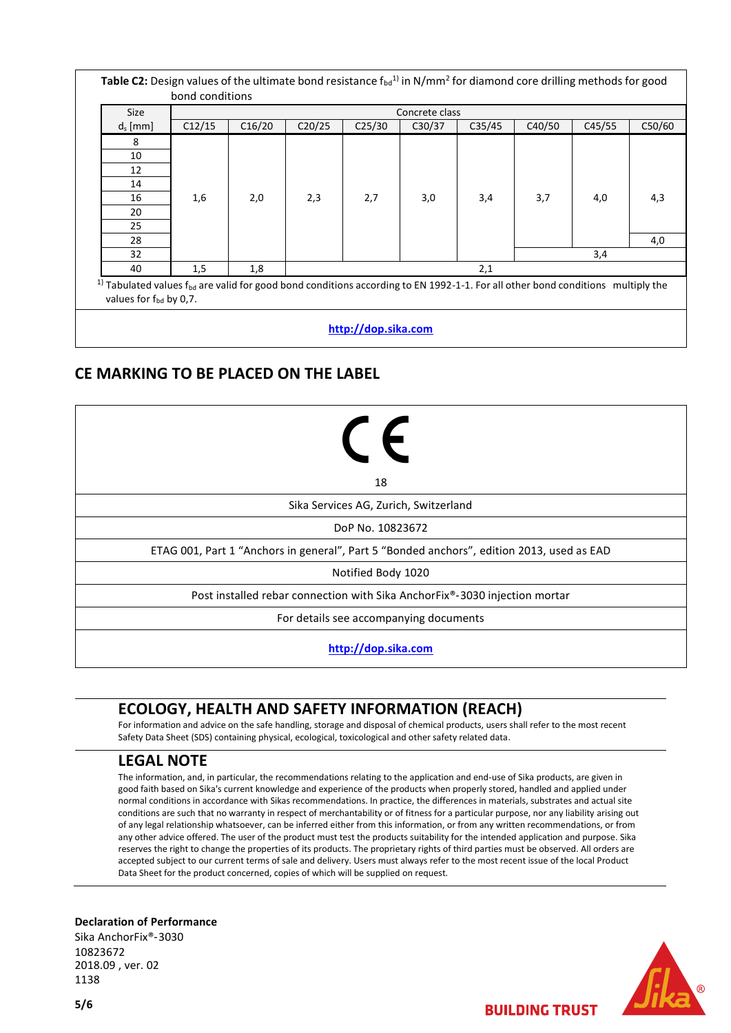**Table C2:** Design values of the ultimate bond resistance $f_{bd}$[1)] in N/mm² for diamond core drilling methods for good bond conditions

| Size | Concrete class | | | | | | | | |
|---|---|---|---|---|---|---|---|---|---|
| $d_s$ [mm] | C12/15 | C16/20 | C20/25 | C25/30 | C30/37 | C35/45 | C40/50 | C45/55 | C50/60 |
| 8 | 1,6 | 2,0 | 2,3 | 2,7 | 3,0 | 3,4 | 3,7 | 4,0 | 4,3 |
| 10 | 1,6 | 2,0 | 2,3 | 2,7 | 3,0 | 3,4 | 3,7 | 4,0 | 4,3 |
| 12 | 1,6 | 2,0 | 2,3 | 2,7 | 3,0 | 3,4 | 3,7 | 4,0 | 4,3 |
| 14 | 1,6 | 2,0 | 2,3 | 2,7 | 3,0 | 3,4 | 3,7 | 4,0 | 4,3 |
| 16 | 1,6 | 2,0 | 2,3 | 2,7 | 3,0 | 3,4 | 3,7 | 4,0 | 4,3 |
| 20 | 1,6 | 2,0 | 2,3 | 2,7 | 3,0 | 3,4 | 3,7 | 4,0 | 4,3 |
| 25 | 1,6 | 2,0 | 2,3 | 2,7 | 3,0 | 3,4 | 3,7 | 4,0 | 4,3 |
| 28 | 1,6 | 2,0 | 2,3 | 2,7 | 3,0 | 3,4 | 3,7 | 4,0 | 4,0 |
| 32 | 1,6 | 2,0 | 2,3 | 2,7 | 3,0 | 3,4 | 3,4 | 3,4 | 3,4 |
| 40 | 1,5 | 1,8 | 2,1 | 2,1 | 2,1 | 2,1 | 2,1 | 2,1 | 2,1 |

[1)] Tabulated values $f_{bd}$ are valid for good bond conditions according to EN 1992-1-1. For all other bond conditions multiply the values for $f_{bd}$ by 0,7.

http://dop.sika.com

## CE MARKING TO BE PLACED ON THE LABEL

CE

18

Sika Services AG, Zurich, Switzerland

DoP No. 10823672

ETAG 001, Part 1 "Anchors in general", Part 5 "Bonded anchors", edition 2013, used as EAD

Notified Body 1020

Post installed rebar connection with Sika AnchorFix®-3030 injection mortar

For details see accompanying documents

http://dop.sika.com

## ECOLOGY, HEALTH AND SAFETY INFORMATION (REACH)

For information and advice on the safe handling, storage and disposal of chemical products, users shall refer to the most recent Safety Data Sheet (SDS) containing physical, ecological, toxicological and other safety related data.

## LEGAL NOTE

The information, and, in particular, the recommendations relating to the application and end-use of Sika products, are given in good faith based on Sika's current knowledge and experience of the products when properly stored, handled and applied under normal conditions in accordance with Sikas recommendations. In practice, the differences in materials, substrates and actual site conditions are such that no warranty in respect of merchantability or of fitness for a particular purpose, nor any liability arising out of any legal relationship whatsoever, can be inferred either from this information, or from any written recommendations, or from any other advice offered. The user of the product must test the products suitability for the intended application and purpose. Sika reserves the right to change the properties of its products. The proprietary rights of third parties must be observed. All orders are accepted subject to our current terms of sale and delivery. Users must always refer to the most recent issue of the local Product Data Sheet for the product concerned, copies of which will be supplied on request.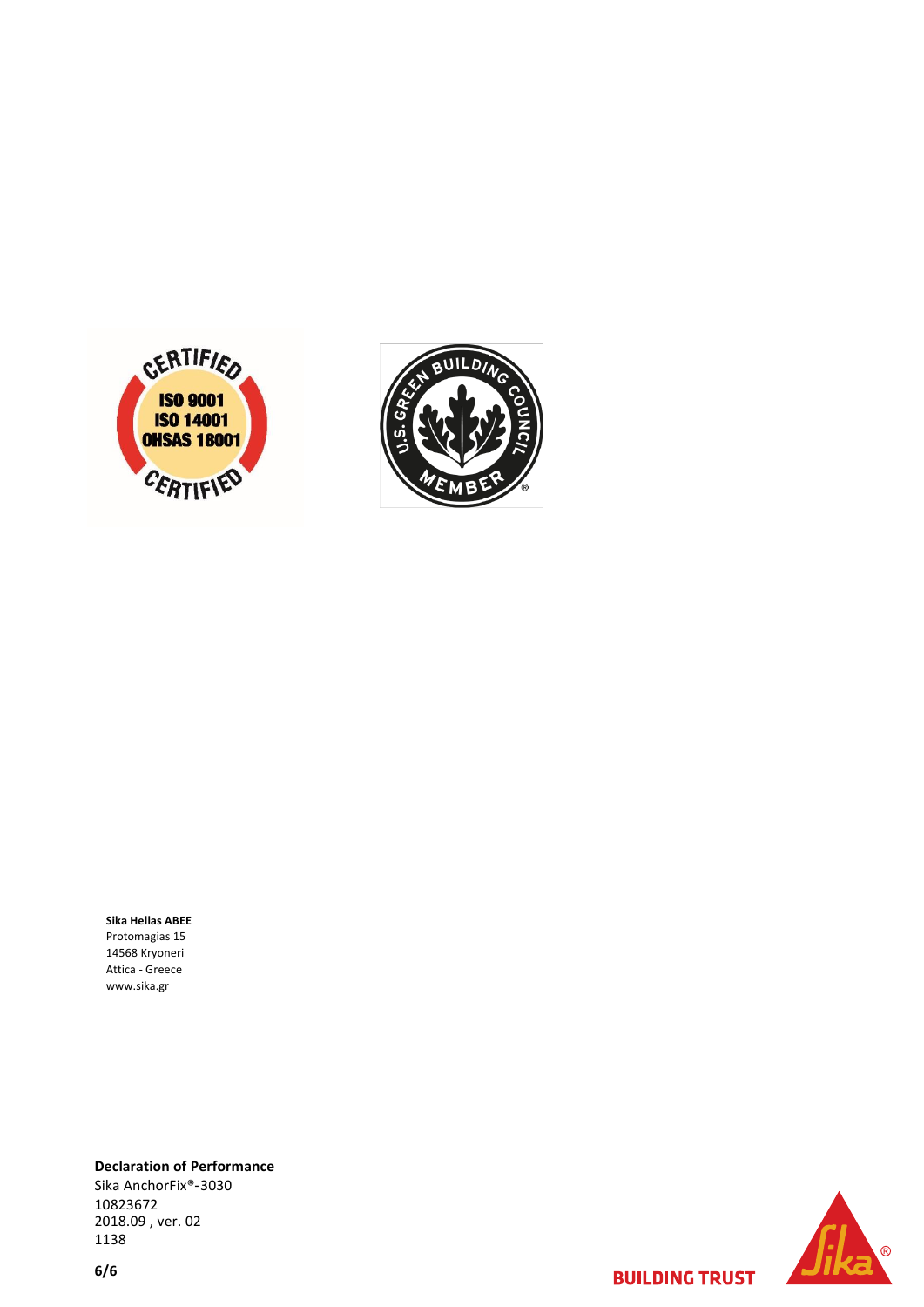**Sika Hellas ABEE**
Protomagias 15
14568 Kryoneri
Attica - Greece
www.sika.gr

**Declaration of Performance**
Sika AnchorFix®-3030
10823672
2018.09 , ver. 02
1138